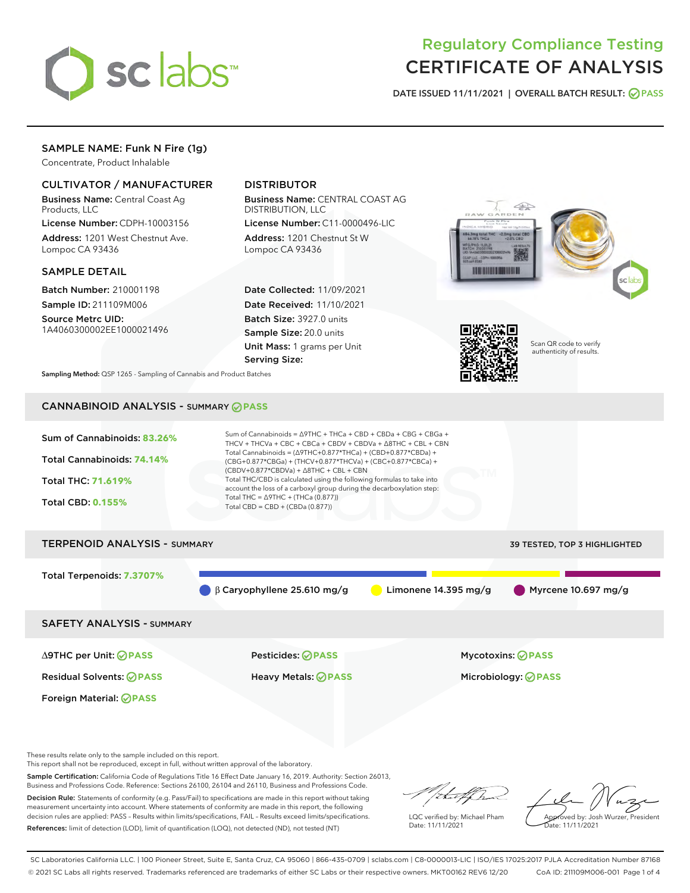# Regulatory Compliance Testing
# CERTIFICATE OF ANALYSIS

DATE ISSUED 11/11/2021 | OVERALL BATCH RESULT: PASS

## SAMPLE NAME: Funk N Fire (1g)

Concentrate, Product Inhalable

### CULTIVATOR / MANUFACTURER

**Business Name:** Central Coast Ag Products, LLC

**License Number:** CDPH-10003156

**Address:** 1201 West Chestnut Ave. Lompoc CA 93436

### DISTRIBUTOR

**Business Name:** CENTRAL COAST AG DISTRIBUTION, LLC

**License Number:** C11-0000496-LIC

**Address:** 1201 Chestnut St W Lompoc CA 93436

### SAMPLE DETAIL

**Batch Number:** 210001198

**Sample ID:** 211109M006

**Source Metrc UID:** 1A4060300002EE1000021496

**Date Collected:** 11/09/2021

**Date Received:** 11/10/2021

**Batch Size:** 3927.0 units

**Sample Size:** 20.0 units

**Unit Mass:** 1 grams per Unit

**Serving Size:**

Scan QR code to verify authenticity of results.

**Sampling Method:** QSP 1265 - Sampling of Cannabis and Product Batches

## CANNABINOID ANALYSIS - SUMMARY PASS

Sum of Cannabinoids: **83.26%**

Total Cannabinoids: **74.14%**

Total THC: **71.619%**

Total CBD: **0.155%**

Sum of Cannabinoids = Δ9THC + THCa + CBD + CBDa + CBG + CBGa + THCV + THCVa + CBC + CBCa + CBDV + CBDVa + Δ8THC + CBL + CBN

Total Cannabinoids = (Δ9THC+0.877*THCa) + (CBD+0.877*CBDa) + (CBG+0.877*CBGa) + (THCV+0.877*THCVa) + (CBC+0.877*CBCa) + (CBDV+0.877*CBDVa) + Δ8THC + CBL + CBN

Total THC/CBD is calculated using the following formulas to take into account the loss of a carboxyl group during the decarboxylation step:

Total THC = Δ9THC + (THCa (0.877))

Total CBD = CBD + (CBDa (0.877))

## TERPENOID ANALYSIS - SUMMARY

39 TESTED, TOP 3 HIGHLIGHTED

Total Terpenoids: **7.3707%**

- β Caryophyllene 25.610 mg/g
- Limonene 14.395 mg/g
- Myrcene 10.697 mg/g

## SAFETY ANALYSIS - SUMMARY

| | | |
|---|---|---|
| Δ9THC per Unit: PASS | Pesticides: PASS | Mycotoxins: PASS |
| Residual Solvents: PASS | Heavy Metals: PASS | Microbiology: PASS |
| Foreign Material: PASS | | |

These results relate only to the sample included on this report.
This report shall not be reproduced, except in full, without written approval of the laboratory.

**Sample Certification:** California Code of Regulations Title 16 Effect Date January 16, 2019. Authority: Section 26013, Business and Professions Code. Reference: Sections 26100, 26104 and 26110, Business and Professions Code.

**Decision Rule:** Statements of conformity (e.g. Pass/Fail) to specifications are made in this report without taking measurement uncertainty into account. Where statements of conformity are made in this report, the following decision rules are applied: PASS – Results within limits/specifications, FAIL – Results exceed limits/specifications.

**References:** limit of detection (LOD), limit of quantification (LOQ), not detected (ND), not tested (NT)

LQC verified by: Michael Pham
Date: 11/11/2021

Approved by: Josh Wurzer, President
Date: 11/11/2021

SC Laboratories California LLC. | 100 Pioneer Street, Suite E, Santa Cruz, CA 95060 | 866-435-0709 | sclabs.com | C8-0000013-LIC | ISO/IES 17025:2017 PJLA Accreditation Number 87168
© 2021 SC Labs all rights reserved. Trademarks referenced are trademarks of either SC Labs or their respective owners. MKT00162 REV6 12/20 CoA ID: 211109M006-001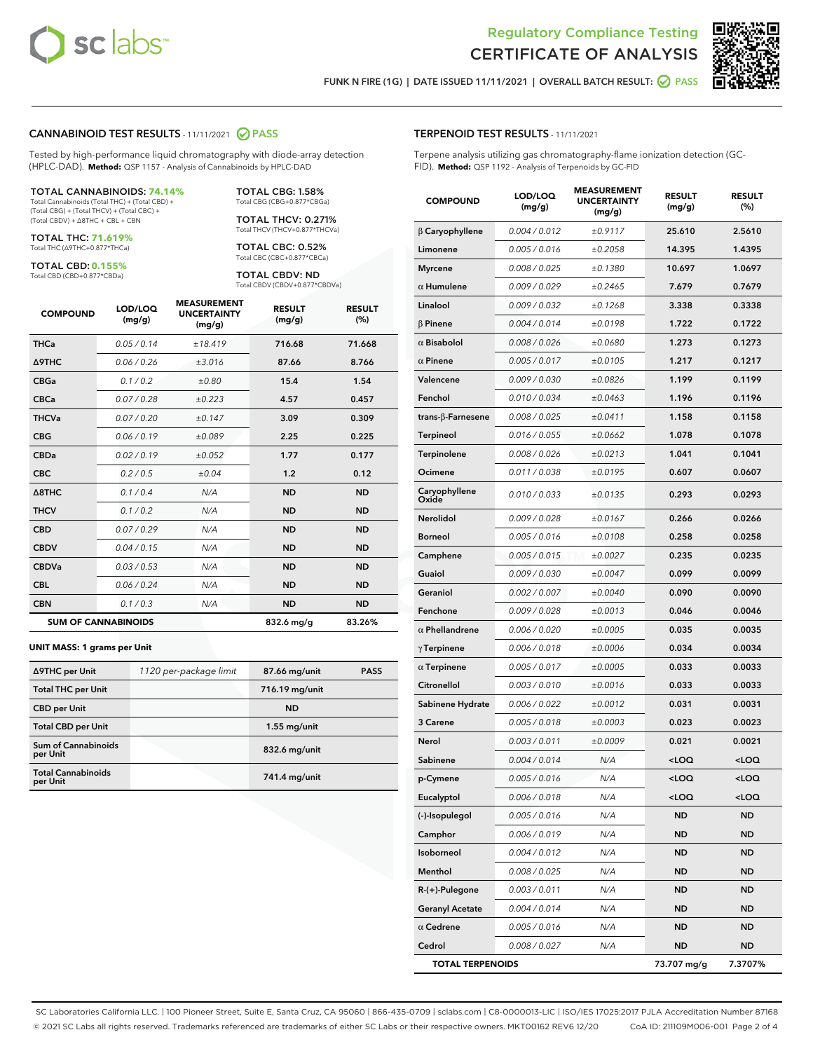# Regulatory Compliance Testing
# CERTIFICATE OF ANALYSIS

FUNK N FIRE (1G) | DATE ISSUED 11/11/2021 | OVERALL BATCH RESULT: PASS

## CANNABINOID TEST RESULTS - 11/11/2021 PASS

Tested by high-performance liquid chromatography with diode-array detection (HPLC-DAD). **Method:** QSP 1157 - Analysis of Cannabinoids by HPLC-DAD

**TOTAL CANNABINOIDS: 74.14%**
Total Cannabinoids (Total THC) + (Total CBD) + (Total CBG) + (Total THCV) + (Total CBC) + (Total CBDV) + Δ8THC + CBL + CBN

**TOTAL THC: 71.619%**
Total THC (Δ9THC+0.877*THCa)

**TOTAL CBD: 0.155%**
Total CBD (CBD+0.877*CBDa)

**TOTAL CBG: 1.58%**
Total CBG (CBG+0.877*CBGa)

**TOTAL THCV: 0.271%**
Total THCV (THCV+0.877*THCVa)

**TOTAL CBC: 0.52%**
Total CBC (CBC+0.877*CBCa)

**TOTAL CBDV: ND**
Total CBDV (CBDV+0.877*CBDVa)

| COMPOUND | LOD/LOQ (mg/g) | MEASUREMENT UNCERTAINTY (mg/g) | RESULT (mg/g) | RESULT (%) |
|---|---|---|---|---|
| THCa | 0.05 / 0.14 | ±18.419 | 716.68 | 71.668 |
| Δ9THC | 0.06 / 0.26 | ±3.016 | 87.66 | 8.766 |
| CBGa | 0.1 / 0.2 | ±0.80 | 15.4 | 1.54 |
| CBCa | 0.07 / 0.28 | ±0.223 | 4.57 | 0.457 |
| THCVa | 0.07 / 0.20 | ±0.147 | 3.09 | 0.309 |
| CBG | 0.06 / 0.19 | ±0.089 | 2.25 | 0.225 |
| CBDa | 0.02 / 0.19 | ±0.052 | 1.77 | 0.177 |
| CBC | 0.2 / 0.5 | ±0.04 | 1.2 | 0.12 |
| Δ8THC | 0.1 / 0.4 | N/A | ND | ND |
| THCV | 0.1 / 0.2 | N/A | ND | ND |
| CBD | 0.07 / 0.29 | N/A | ND | ND |
| CBDV | 0.04 / 0.15 | N/A | ND | ND |
| CBDVa | 0.03 / 0.53 | N/A | ND | ND |
| CBL | 0.06 / 0.24 | N/A | ND | ND |
| CBN | 0.1 / 0.3 | N/A | ND | ND |
| **SUM OF CANNABINOIDS** | | | **832.6 mg/g** | **83.26%** |

**UNIT MASS: 1 grams per Unit**

| | | | |
|---|---|---|---|
| Δ9THC per Unit | 1120 per-package limit | 87.66 mg/unit | PASS |
| Total THC per Unit | | 716.19 mg/unit | |
| CBD per Unit | | ND | |
| Total CBD per Unit | | 1.55 mg/unit | |
| Sum of Cannabinoids per Unit | | 832.6 mg/unit | |
| Total Cannabinoids per Unit | | 741.4 mg/unit | |

## TERPENOID TEST RESULTS - 11/11/2021

Terpene analysis utilizing gas chromatography-flame ionization detection (GC-FID). **Method:** QSP 1192 - Analysis of Terpenoids by GC-FID

| COMPOUND | LOD/LOQ (mg/g) | MEASUREMENT UNCERTAINTY (mg/g) | RESULT (mg/g) | RESULT (%) |
|---|---|---|---|---|
| β Caryophyllene | 0.004 / 0.012 | ±0.9117 | 25.610 | 2.5610 |
| Limonene | 0.005 / 0.016 | ±0.2058 | 14.395 | 1.4395 |
| Myrcene | 0.008 / 0.025 | ±0.1380 | 10.697 | 1.0697 |
| α Humulene | 0.009 / 0.029 | ±0.2465 | 7.679 | 0.7679 |
| Linalool | 0.009 / 0.032 | ±0.1268 | 3.338 | 0.3338 |
| β Pinene | 0.004 / 0.014 | ±0.0198 | 1.722 | 0.1722 |
| α Bisabolol | 0.008 / 0.026 | ±0.0680 | 1.273 | 0.1273 |
| α Pinene | 0.005 / 0.017 | ±0.0105 | 1.217 | 0.1217 |
| Valencene | 0.009 / 0.030 | ±0.0826 | 1.199 | 0.1199 |
| Fenchol | 0.010 / 0.034 | ±0.0463 | 1.196 | 0.1196 |
| trans-β-Farnesene | 0.008 / 0.025 | ±0.0411 | 1.158 | 0.1158 |
| Terpineol | 0.016 / 0.055 | ±0.0662 | 1.078 | 0.1078 |
| Terpinolene | 0.008 / 0.026 | ±0.0213 | 1.041 | 0.1041 |
| Ocimene | 0.011 / 0.038 | ±0.0195 | 0.607 | 0.0607 |
| Caryophyllene Oxide | 0.010 / 0.033 | ±0.0135 | 0.293 | 0.0293 |
| Nerolidol | 0.009 / 0.028 | ±0.0167 | 0.266 | 0.0266 |
| Borneol | 0.005 / 0.016 | ±0.0108 | 0.258 | 0.0258 |
| Camphene | 0.005 / 0.015 | ±0.0027 | 0.235 | 0.0235 |
| Guaiol | 0.009 / 0.030 | ±0.0047 | 0.099 | 0.0099 |
| Geraniol | 0.002 / 0.007 | ±0.0040 | 0.090 | 0.0090 |
| Fenchone | 0.009 / 0.028 | ±0.0013 | 0.046 | 0.0046 |
| α Phellandrene | 0.006 / 0.020 | ±0.0005 | 0.035 | 0.0035 |
| γ Terpinene | 0.006 / 0.018 | ±0.0006 | 0.034 | 0.0034 |
| α Terpinene | 0.005 / 0.017 | ±0.0005 | 0.033 | 0.0033 |
| Citronellol | 0.003 / 0.010 | ±0.0016 | 0.033 | 0.0033 |
| Sabinene Hydrate | 0.006 / 0.022 | ±0.0012 | 0.031 | 0.0031 |
| 3 Carene | 0.005 / 0.018 | ±0.0003 | 0.023 | 0.0023 |
| Nerol | 0.003 / 0.011 | ±0.0009 | 0.021 | 0.0021 |
| Sabinene | 0.004 / 0.014 | N/A | <LOQ | <LOQ |
| p-Cymene | 0.005 / 0.016 | N/A | <LOQ | <LOQ |
| Eucalyptol | 0.006 / 0.018 | N/A | <LOQ | <LOQ |
| (-)-Isopulegol | 0.005 / 0.016 | N/A | ND | ND |
| Camphor | 0.006 / 0.019 | N/A | ND | ND |
| Isoborneol | 0.004 / 0.012 | N/A | ND | ND |
| Menthol | 0.008 / 0.025 | N/A | ND | ND |
| R-(+)-Pulegone | 0.003 / 0.011 | N/A | ND | ND |
| Geranyl Acetate | 0.004 / 0.014 | N/A | ND | ND |
| α Cedrene | 0.005 / 0.016 | N/A | ND | ND |
| Cedrol | 0.008 / 0.027 | N/A | ND | ND |
| **TOTAL TERPENOIDS** | | | **73.707 mg/g** | **7.3707%** |

SC Laboratories California LLC. | 100 Pioneer Street, Suite E, Santa Cruz, CA 95060 | 866-435-0709 | sclabs.com | C8-0000013-LIC | ISO/IES 17025:2017 PJLA Accreditation Number 87168
© 2021 SC Labs all rights reserved. Trademarks referenced are trademarks of either SC Labs or their respective owners. MKT00162 REV6 12/20 CoA ID: 211109M006-001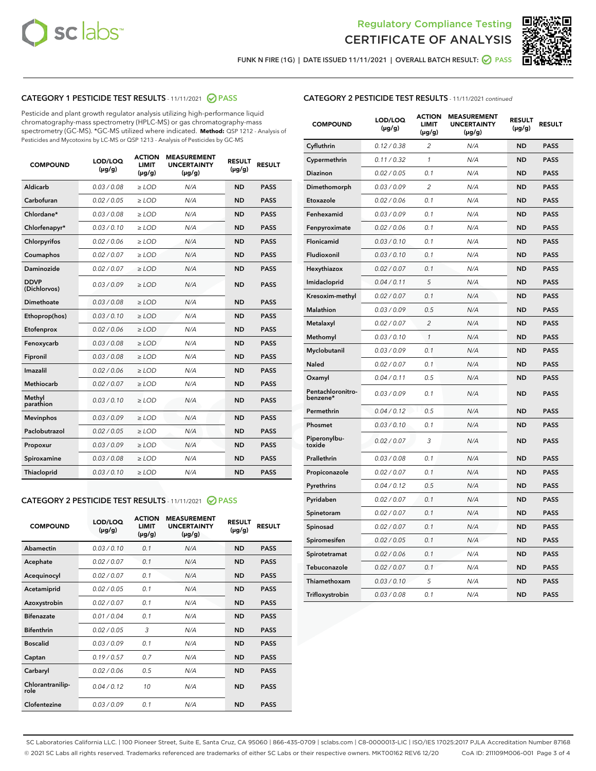Regulatory Compliance Testing
CERTIFICATE OF ANALYSIS

FUNK N FIRE (1G) | DATE ISSUED 11/11/2021 | OVERALL BATCH RESULT: PASS

## CATEGORY 1 PESTICIDE TEST RESULTS - 11/11/2021 PASS

Pesticide and plant growth regulator analysis utilizing high-performance liquid chromatography-mass spectrometry (HPLC-MS) or gas chromatography-mass spectrometry (GC-MS). *GC-MS utilized where indicated. **Method:** QSP 1212 - Analysis of Pesticides and Mycotoxins by LC-MS or QSP 1213 - Analysis of Pesticides by GC-MS

| COMPOUND | LOD/LOQ (µg/g) | ACTION LIMIT (µg/g) | MEASUREMENT UNCERTAINTY (µg/g) | RESULT (µg/g) | RESULT |
|---|---|---|---|---|---|
| Aldicarb | 0.03 / 0.08 | ≥ LOD | N/A | ND | PASS |
| Carbofuran | 0.02 / 0.05 | ≥ LOD | N/A | ND | PASS |
| Chlordane* | 0.03 / 0.08 | ≥ LOD | N/A | ND | PASS |
| Chlorfenapyr* | 0.03 / 0.10 | ≥ LOD | N/A | ND | PASS |
| Chlorpyrifos | 0.02 / 0.06 | ≥ LOD | N/A | ND | PASS |
| Coumaphos | 0.02 / 0.07 | ≥ LOD | N/A | ND | PASS |
| Daminozide | 0.02 / 0.07 | ≥ LOD | N/A | ND | PASS |
| DDVP (Dichlorvos) | 0.03 / 0.09 | ≥ LOD | N/A | ND | PASS |
| Dimethoate | 0.03 / 0.08 | ≥ LOD | N/A | ND | PASS |
| Ethoprop(hos) | 0.03 / 0.10 | ≥ LOD | N/A | ND | PASS |
| Etofenprox | 0.02 / 0.06 | ≥ LOD | N/A | ND | PASS |
| Fenoxycarb | 0.03 / 0.08 | ≥ LOD | N/A | ND | PASS |
| Fipronil | 0.03 / 0.08 | ≥ LOD | N/A | ND | PASS |
| Imazalil | 0.02 / 0.06 | ≥ LOD | N/A | ND | PASS |
| Methiocarb | 0.02 / 0.07 | ≥ LOD | N/A | ND | PASS |
| Methyl parathion | 0.03 / 0.10 | ≥ LOD | N/A | ND | PASS |
| Mevinphos | 0.03 / 0.09 | ≥ LOD | N/A | ND | PASS |
| Paclobutrazol | 0.02 / 0.05 | ≥ LOD | N/A | ND | PASS |
| Propoxur | 0.03 / 0.09 | ≥ LOD | N/A | ND | PASS |
| Spiroxamine | 0.03 / 0.08 | ≥ LOD | N/A | ND | PASS |
| Thiacloprid | 0.03 / 0.10 | ≥ LOD | N/A | ND | PASS |

## CATEGORY 2 PESTICIDE TEST RESULTS - 11/11/2021 PASS

| COMPOUND | LOD/LOQ (µg/g) | ACTION LIMIT (µg/g) | MEASUREMENT UNCERTAINTY (µg/g) | RESULT (µg/g) | RESULT |
|---|---|---|---|---|---|
| Abamectin | 0.03 / 0.10 | 0.1 | N/A | ND | PASS |
| Acephate | 0.02 / 0.07 | 0.1 | N/A | ND | PASS |
| Acequinocyl | 0.02 / 0.07 | 0.1 | N/A | ND | PASS |
| Acetamiprid | 0.02 / 0.05 | 0.1 | N/A | ND | PASS |
| Azoxystrobin | 0.02 / 0.07 | 0.1 | N/A | ND | PASS |
| Bifenazate | 0.01 / 0.04 | 0.1 | N/A | ND | PASS |
| Bifenthrin | 0.02 / 0.05 | 3 | N/A | ND | PASS |
| Boscalid | 0.03 / 0.09 | 0.1 | N/A | ND | PASS |
| Captan | 0.19 / 0.57 | 0.7 | N/A | ND | PASS |
| Carbaryl | 0.02 / 0.06 | 0.5 | N/A | ND | PASS |
| Chlorantraniliprole | 0.04 / 0.12 | 10 | N/A | ND | PASS |
| Clofentezine | 0.03 / 0.09 | 0.1 | N/A | ND | PASS |
| Cyfluthrin | 0.12 / 0.38 | 2 | N/A | ND | PASS |
| Cypermethrin | 0.11 / 0.32 | 1 | N/A | ND | PASS |
| Diazinon | 0.02 / 0.05 | 0.1 | N/A | ND | PASS |
| Dimethomorph | 0.03 / 0.09 | 2 | N/A | ND | PASS |
| Etoxazole | 0.02 / 0.06 | 0.1 | N/A | ND | PASS |
| Fenhexamid | 0.03 / 0.09 | 0.1 | N/A | ND | PASS |
| Fenpyroximate | 0.02 / 0.06 | 0.1 | N/A | ND | PASS |
| Flonicamid | 0.03 / 0.10 | 0.1 | N/A | ND | PASS |
| Fludioxonil | 0.03 / 0.10 | 0.1 | N/A | ND | PASS |
| Hexythiazox | 0.02 / 0.07 | 0.1 | N/A | ND | PASS |
| Imidacloprid | 0.04 / 0.11 | 5 | N/A | ND | PASS |
| Kresoxim-methyl | 0.02 / 0.07 | 0.1 | N/A | ND | PASS |
| Malathion | 0.03 / 0.09 | 0.5 | N/A | ND | PASS |
| Metalaxyl | 0.02 / 0.07 | 2 | N/A | ND | PASS |
| Methomyl | 0.03 / 0.10 | 1 | N/A | ND | PASS |
| Myclobutanil | 0.03 / 0.09 | 0.1 | N/A | ND | PASS |
| Naled | 0.02 / 0.07 | 0.1 | N/A | ND | PASS |
| Oxamyl | 0.04 / 0.11 | 0.5 | N/A | ND | PASS |
| Pentachloronitrobenzene* | 0.03 / 0.09 | 0.1 | N/A | ND | PASS |
| Permethrin | 0.04 / 0.12 | 0.5 | N/A | ND | PASS |
| Phosmet | 0.03 / 0.10 | 0.1 | N/A | ND | PASS |
| Piperonylbutoxide | 0.02 / 0.07 | 3 | N/A | ND | PASS |
| Prallethrin | 0.03 / 0.08 | 0.1 | N/A | ND | PASS |
| Propiconazole | 0.02 / 0.07 | 0.1 | N/A | ND | PASS |
| Pyrethrins | 0.04 / 0.12 | 0.5 | N/A | ND | PASS |
| Pyridaben | 0.02 / 0.07 | 0.1 | N/A | ND | PASS |
| Spinetoram | 0.02 / 0.07 | 0.1 | N/A | ND | PASS |
| Spinosad | 0.02 / 0.07 | 0.1 | N/A | ND | PASS |
| Spiromesifen | 0.02 / 0.05 | 0.1 | N/A | ND | PASS |
| Spirotetramat | 0.02 / 0.06 | 0.1 | N/A | ND | PASS |
| Tebuconazole | 0.02 / 0.07 | 0.1 | N/A | ND | PASS |
| Thiamethoxam | 0.03 / 0.10 | 5 | N/A | ND | PASS |
| Trifloxystrobin | 0.03 / 0.08 | 0.1 | N/A | ND | PASS |

SC Laboratories California LLC. | 100 Pioneer Street, Suite E, Santa Cruz, CA 95060 | 866-435-0709 | sclabs.com | C8-0000013-LIC | ISO/IES 17025:2017 PJLA Accreditation Number 87168
© 2021 SC Labs all rights reserved. Trademarks referenced are trademarks of either SC Labs or their respective owners. MKT00162 REV6 12/20 CoA ID: 211109M006-001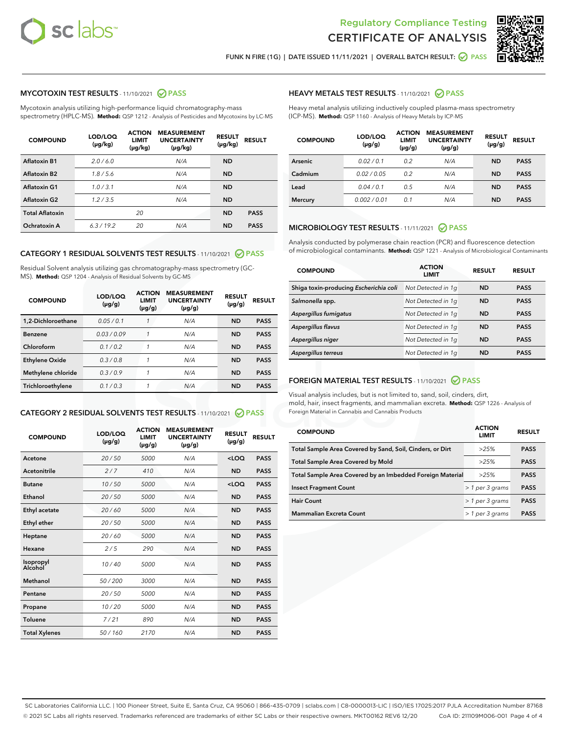Regulatory Compliance Testing

# CERTIFICATE OF ANALYSIS

FUNK N FIRE (1G) | DATE ISSUED 11/11/2021 | OVERALL BATCH RESULT: PASS

## MYCOTOXIN TEST RESULTS - 11/10/2021 PASS

Mycotoxin analysis utilizing high-performance liquid chromatography-mass spectrometry (HPLC-MS). **Method:** QSP 1212 - Analysis of Pesticides and Mycotoxins by LC-MS

| COMPOUND | LOD/LOQ (μg/kg) | ACTION LIMIT (μg/kg) | MEASUREMENT UNCERTAINTY (μg/kg) | RESULT (μg/kg) | RESULT |
|---|---|---|---|---|---|
| Aflatoxin B1 | 2.0 / 6.0 | | N/A | ND | |
| Aflatoxin B2 | 1.8 / 5.6 | | N/A | ND | |
| Aflatoxin G1 | 1.0 / 3.1 | | N/A | ND | |
| Aflatoxin G2 | 1.2 / 3.5 | | N/A | ND | |
| Total Aflatoxin | | 20 | | ND | PASS |
| Ochratoxin A | 6.3 / 19.2 | 20 | N/A | ND | PASS |

## CATEGORY 1 RESIDUAL SOLVENTS TEST RESULTS - 11/10/2021 PASS

Residual Solvent analysis utilizing gas chromatography-mass spectrometry (GC-MS). **Method:** QSP 1204 - Analysis of Residual Solvents by GC-MS

| COMPOUND | LOD/LOQ (μg/g) | ACTION LIMIT (μg/g) | MEASUREMENT UNCERTAINTY (μg/g) | RESULT (μg/g) | RESULT |
|---|---|---|---|---|---|
| 1,2-Dichloroethane | 0.05 / 0.1 | 1 | N/A | ND | PASS |
| Benzene | 0.03 / 0.09 | 1 | N/A | ND | PASS |
| Chloroform | 0.1 / 0.2 | 1 | N/A | ND | PASS |
| Ethylene Oxide | 0.3 / 0.8 | 1 | N/A | ND | PASS |
| Methylene chloride | 0.3 / 0.9 | 1 | N/A | ND | PASS |
| Trichloroethylene | 0.1 / 0.3 | 1 | N/A | ND | PASS |

## CATEGORY 2 RESIDUAL SOLVENTS TEST RESULTS - 11/10/2021 PASS

| COMPOUND | LOD/LOQ (μg/g) | ACTION LIMIT (μg/g) | MEASUREMENT UNCERTAINTY (μg/g) | RESULT (μg/g) | RESULT |
|---|---|---|---|---|---|
| Acetone | 20 / 50 | 5000 | N/A | <LOQ | PASS |
| Acetonitrile | 2 / 7 | 410 | N/A | ND | PASS |
| Butane | 10 / 50 | 5000 | N/A | <LOQ | PASS |
| Ethanol | 20 / 50 | 5000 | N/A | ND | PASS |
| Ethyl acetate | 20 / 60 | 5000 | N/A | ND | PASS |
| Ethyl ether | 20 / 50 | 5000 | N/A | ND | PASS |
| Heptane | 20 / 60 | 5000 | N/A | ND | PASS |
| Hexane | 2 / 5 | 290 | N/A | ND | PASS |
| Isopropyl Alcohol | 10 / 40 | 5000 | N/A | ND | PASS |
| Methanol | 50 / 200 | 3000 | N/A | ND | PASS |
| Pentane | 20 / 50 | 5000 | N/A | ND | PASS |
| Propane | 10 / 20 | 5000 | N/A | ND | PASS |
| Toluene | 7 / 21 | 890 | N/A | ND | PASS |
| Total Xylenes | 50 / 160 | 2170 | N/A | ND | PASS |

## HEAVY METALS TEST RESULTS - 11/10/2021 PASS

Heavy metal analysis utilizing inductively coupled plasma-mass spectrometry (ICP-MS). **Method:** QSP 1160 - Analysis of Heavy Metals by ICP-MS

| COMPOUND | LOD/LOQ (μg/g) | ACTION LIMIT (μg/g) | MEASUREMENT UNCERTAINTY (μg/g) | RESULT (μg/g) | RESULT |
|---|---|---|---|---|---|
| Arsenic | 0.02 / 0.1 | 0.2 | N/A | ND | PASS |
| Cadmium | 0.02 / 0.05 | 0.2 | N/A | ND | PASS |
| Lead | 0.04 / 0.1 | 0.5 | N/A | ND | PASS |
| Mercury | 0.002 / 0.01 | 0.1 | N/A | ND | PASS |

## MICROBIOLOGY TEST RESULTS - 11/11/2021 PASS

Analysis conducted by polymerase chain reaction (PCR) and fluorescence detection of microbiological contaminants. **Method:** QSP 1221 - Analysis of Microbiological Contaminants

| COMPOUND | ACTION LIMIT | RESULT | RESULT |
|---|---|---|---|
| Shiga toxin-producing *Escherichia coli* | Not Detected in 1g | ND | PASS |
| *Salmonella* spp. | Not Detected in 1g | ND | PASS |
| *Aspergillus fumigatus* | Not Detected in 1g | ND | PASS |
| *Aspergillus flavus* | Not Detected in 1g | ND | PASS |
| *Aspergillus niger* | Not Detected in 1g | ND | PASS |
| *Aspergillus terreus* | Not Detected in 1g | ND | PASS |

## FOREIGN MATERIAL TEST RESULTS - 11/10/2021 PASS

Visual analysis includes, but is not limited to, sand, soil, cinders, dirt, mold, hair, insect fragments, and mammalian excreta. **Method:** QSP 1226 - Analysis of Foreign Material in Cannabis and Cannabis Products

| COMPOUND | ACTION LIMIT | RESULT |
|---|---|---|
| Total Sample Area Covered by Sand, Soil, Cinders, or Dirt | >25% | PASS |
| Total Sample Area Covered by Mold | >25% | PASS |
| Total Sample Area Covered by an Imbedded Foreign Material | >25% | PASS |
| Insect Fragment Count | > 1 per 3 grams | PASS |
| Hair Count | > 1 per 3 grams | PASS |
| Mammalian Excreta Count | > 1 per 3 grams | PASS |

SC Laboratories California LLC. | 100 Pioneer Street, Suite E, Santa Cruz, CA 95060 | 866-435-0709 | sclabs.com | C8-0000013-LIC | ISO/IES 17025:2017 PJLA Accreditation Number 87168
© 2021 SC Labs all rights reserved. Trademarks referenced are trademarks of either SC Labs or their respective owners. MKT00162 REV6 12/20 CoA ID: 211109M006-001